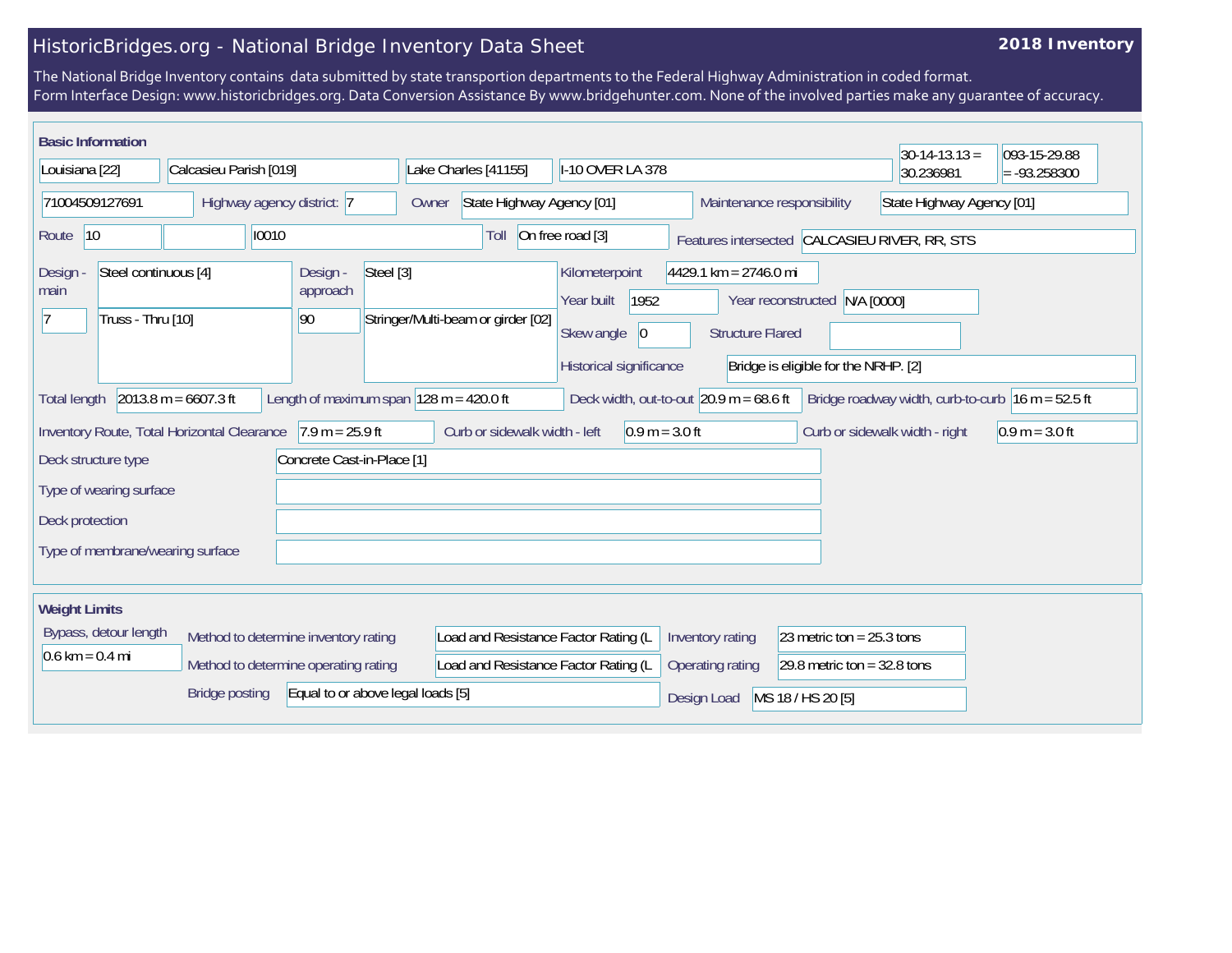# HistoricBridges.org - National Bridge Inventory Data Sheet

**2018 Inventory**

The National Bridge Inventory contains data submitted by state transportion departments to the Federal Highway Administration in coded format.
Form Interface Design: www.historicbridges.org. Data Conversion Assistance By www.bridgehunter.com. None of the involved parties make any guarantee of accuracy.

## Basic Information

| | |
|---|---|
| State | Louisiana [22] |
| County | Calcasieu Parish [019] |
| Place | Lake Charles [41155] |
| Facility | I-10 OVER LA 378 |
| Latitude | 30-14-13.13 = 30.236981 |
| Longitude | 093-15-29.88 = -93.258300 |
| Structure number | 71004509127691 |
| Highway agency district | 7 |
| Owner | State Highway Agency [01] |
| Maintenance responsibility | State Highway Agency [01] |
| Route | 10 |
| | I0010 |
| Toll | On free road [3] |
| Features intersected | CALCASIEU RIVER, RR, STS |
| Design - main | Steel continuous [4] |
| | 7 — Truss - Thru [10] |
| Design - approach | Steel [3] |
| | 90 — Stringer/Multi-beam or girder [02] |
| Kilometerpoint | 4429.1 km = 2746.0 mi |
| Year built | 1952 |
| Year reconstructed | N/A [0000] |
| Skew angle | 0 |
| Structure Flared | |
| Historical significance | Bridge is eligible for the NRHP. [2] |
| Total length | 2013.8 m = 6607.3 ft |
| Length of maximum span | 128 m = 420.0 ft |
| Deck width, out-to-out | 20.9 m = 68.6 ft |
| Bridge roadway width, curb-to-curb | 16 m = 52.5 ft |
| Inventory Route, Total Horizontal Clearance | 7.9 m = 25.9 ft |
| Curb or sidewalk width - left | 0.9 m = 3.0 ft |
| Curb or sidewalk width - right | 0.9 m = 3.0 ft |
| Deck structure type | Concrete Cast-in-Place [1] |
| Type of wearing surface | |
| Deck protection | |
| Type of membrane/wearing surface | |

## Weight Limits

| | |
|---|---|
| Bypass, detour length | 0.6 km = 0.4 mi |
| Method to determine inventory rating | Load and Resistance Factor Rating (L |
| Method to determine operating rating | Load and Resistance Factor Rating (L |
| Inventory rating | 23 metric ton = 25.3 tons |
| Operating rating | 29.8 metric ton = 32.8 tons |
| Bridge posting | Equal to or above legal loads [5] |
| Design Load | MS 18 / HS 20 [5] |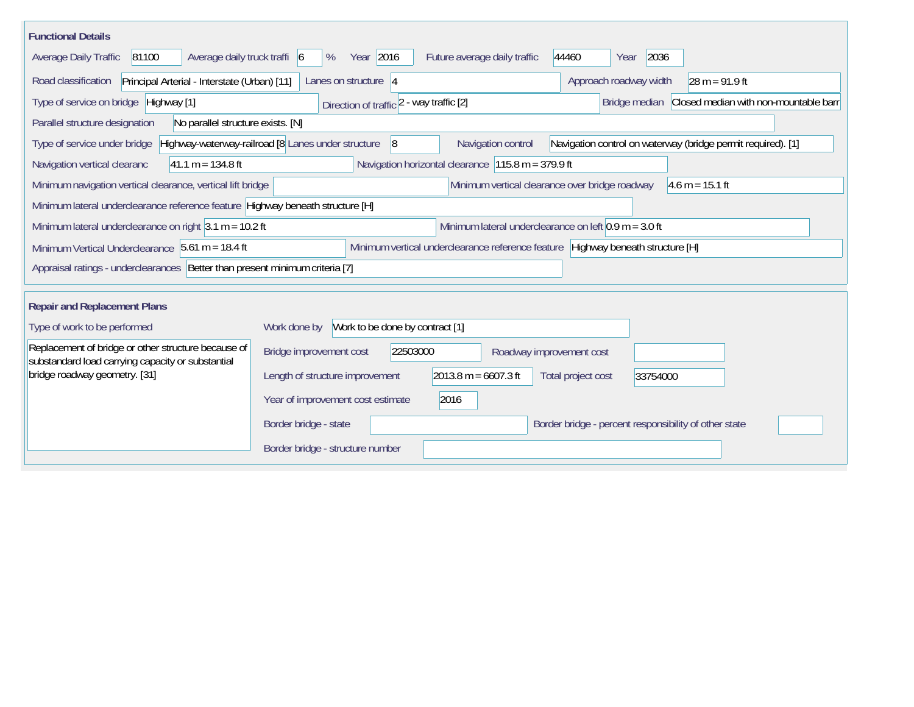## Functional Details

| Field | Value |
|---|---|
| Average Daily Traffic | 81100 |
| Average daily truck traffi | 6 % |
| Year | 2016 |
| Future average daily traffic | 44460 |
| Year | 2036 |
| Road classification | Principal Arterial - Interstate (Urban) [11] |
| Lanes on structure | 4 |
| Approach roadway width | 28 m = 91.9 ft |
| Type of service on bridge | Highway [1] |
| Direction of traffic | 2 - way traffic [2] |
| Bridge median | Closed median with non-mountable barr |
| Parallel structure designation | No parallel structure exists. [N] |
| Type of service under bridge | Highway-waterway-railroad [8 |
| Lanes under structure | 8 |
| Navigation control | Navigation control on waterway (bridge permit required). [1] |
| Navigation vertical clearanc | 41.1 m = 134.8 ft |
| Navigation horizontal clearance | 115.8 m = 379.9 ft |
| Minimum navigation vertical clearance, vertical lift bridge | |
| Minimum vertical clearance over bridge roadway | 4.6 m = 15.1 ft |
| Minimum lateral underclearance reference feature | Highway beneath structure [H] |
| Minimum lateral underclearance on right | 3.1 m = 10.2 ft |
| Minimum lateral underclearance on left | 0.9 m = 3.0 ft |
| Minimum Vertical Underclearance | 5.61 m = 18.4 ft |
| Minimum vertical underclearance reference feature | Highway beneath structure [H] |
| Appraisal ratings - underclearances | Better than present minimum criteria [7] |

## Repair and Replacement Plans

| Field | Value |
|---|---|
| Type of work to be performed | Replacement of bridge or other structure because of substandard load carrying capacity or substantial bridge roadway geometry. [31] |
| Work done by | Work to be done by contract [1] |
| Bridge improvement cost | 22503000 |
| Roadway improvement cost | |
| Length of structure improvement | 2013.8 m = 6607.3 ft |
| Total project cost | 33754000 |
| Year of improvement cost estimate | 2016 |
| Border bridge - state | |
| Border bridge - percent responsibility of other state | |
| Border bridge - structure number | |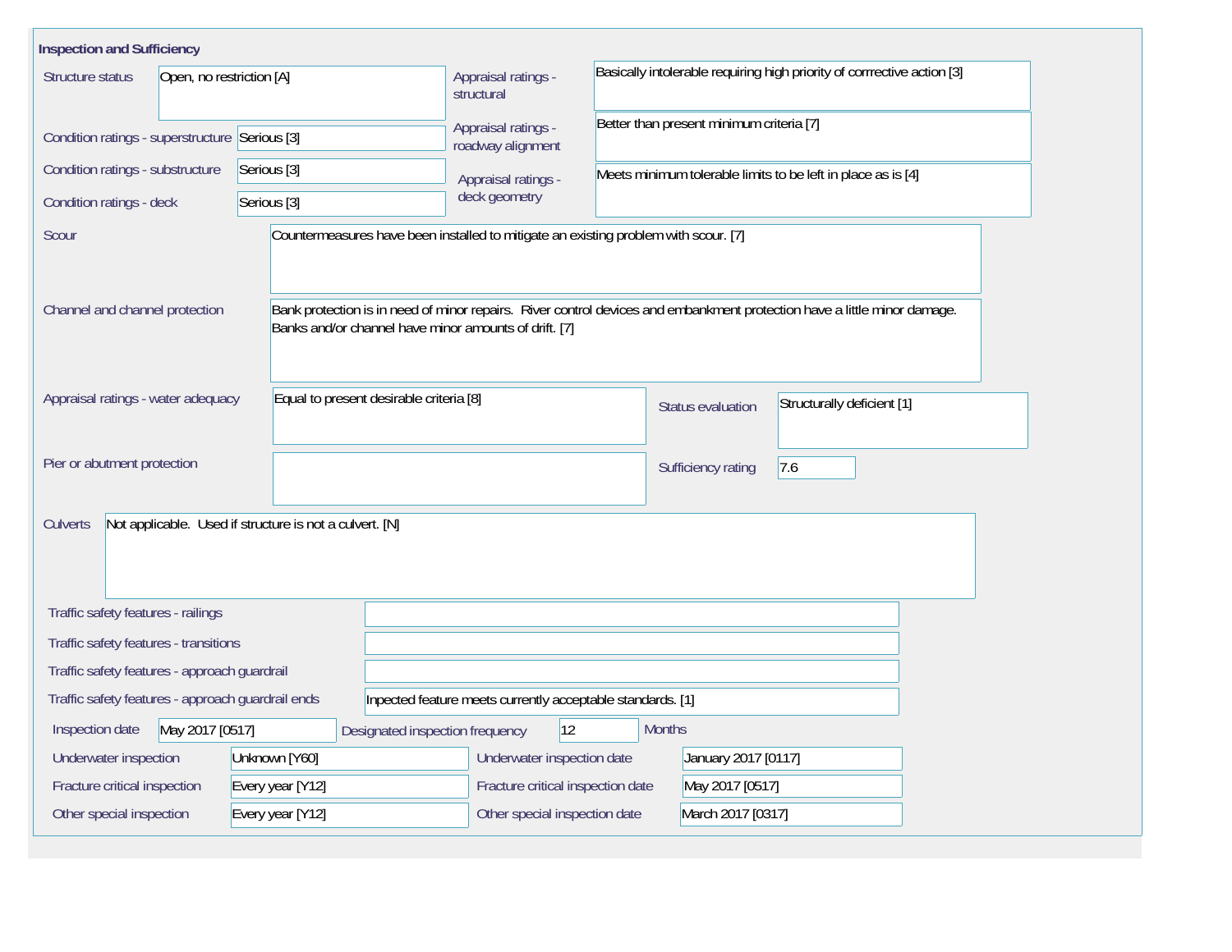## Inspection and Sufficiency

| Field | Value |
|---|---|
| Structure status | Open, no restriction [A] |
| Appraisal ratings - structural | Basically intolerable requiring high priority of corrrective action [3] |
| Condition ratings - superstructure | Serious [3] |
| Appraisal ratings - roadway alignment | Better than present minimum criteria [7] |
| Condition ratings - substructure | Serious [3] |
| Appraisal ratings - deck geometry | Meets minimum tolerable limits to be left in place as is [4] |
| Condition ratings - deck | Serious [3] |
| Scour | Countermeasures have been installed to mitigate an existing problem with scour. [7] |
| Channel and channel protection | Bank protection is in need of minor repairs. River control devices and embankment protection have a little minor damage. Banks and/or channel have minor amounts of drift. [7] |
| Appraisal ratings - water adequacy | Equal to present desirable criteria [8] |
| Status evaluation | Structurally deficient [1] |
| Pier or abutment protection | |
| Sufficiency rating | 7.6 |
| Culverts | Not applicable. Used if structure is not a culvert. [N] |
| Traffic safety features - railings | |
| Traffic safety features - transitions | |
| Traffic safety features - approach guardrail | |
| Traffic safety features - approach guardrail ends | Inpected feature meets currently acceptable standards. [1] |
| Inspection date | May 2017 [0517] |
| Designated inspection frequency | 12 Months |
| Underwater inspection | Unknown [Y60] |
| Underwater inspection date | January 2017 [0117] |
| Fracture critical inspection | Every year [Y12] |
| Fracture critical inspection date | May 2017 [0517] |
| Other special inspection | Every year [Y12] |
| Other special inspection date | March 2017 [0317] |